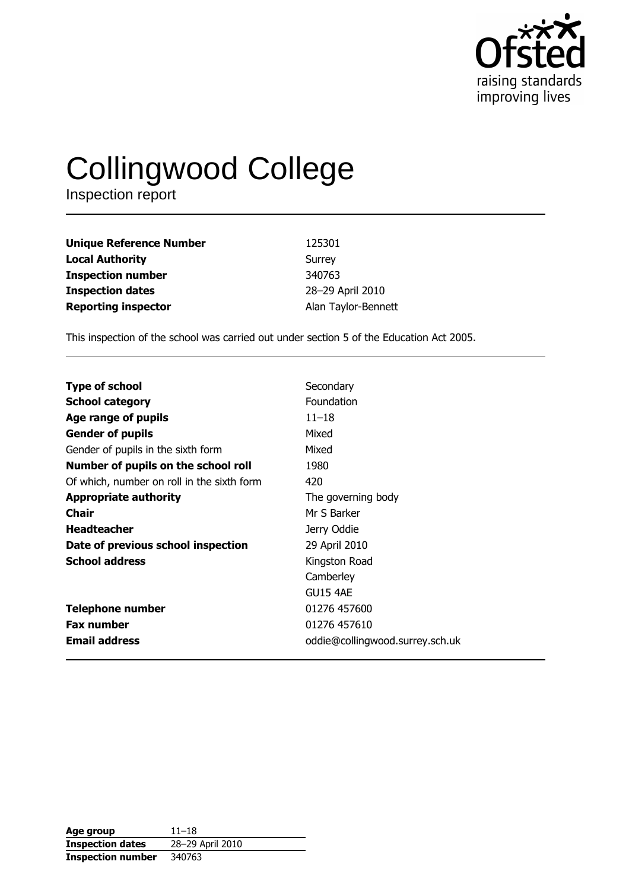# Collingwood College

Inspection report

| | |
|---|---|
| **Unique Reference Number** | 125301 |
| **Local Authority** | Surrey |
| **Inspection number** | 340763 |
| **Inspection dates** | 28–29 April 2010 |
| **Reporting inspector** | Alan Taylor-Bennett |

This inspection of the school was carried out under section 5 of the Education Act 2005.

| | |
|---|---|
| **Type of school** | Secondary |
| **School category** | Foundation |
| **Age range of pupils** | 11–18 |
| **Gender of pupils** | Mixed |
| Gender of pupils in the sixth form | Mixed |
| **Number of pupils on the school roll** | 1980 |
| Of which, number on roll in the sixth form | 420 |
| **Appropriate authority** | The governing body |
| **Chair** | Mr S Barker |
| **Headteacher** | Jerry Oddie |
| **Date of previous school inspection** | 29 April 2010 |
| **School address** | Kingston Road<br>Camberley<br>GU15 4AE |
| **Telephone number** | 01276 457600 |
| **Fax number** | 01276 457610 |
| **Email address** | oddie@collingwood.surrey.sch.uk |

| | |
|---|---|
| **Age group** | 11–18 |
| **Inspection dates** | 28–29 April 2010 |
| **Inspection number** | 340763 |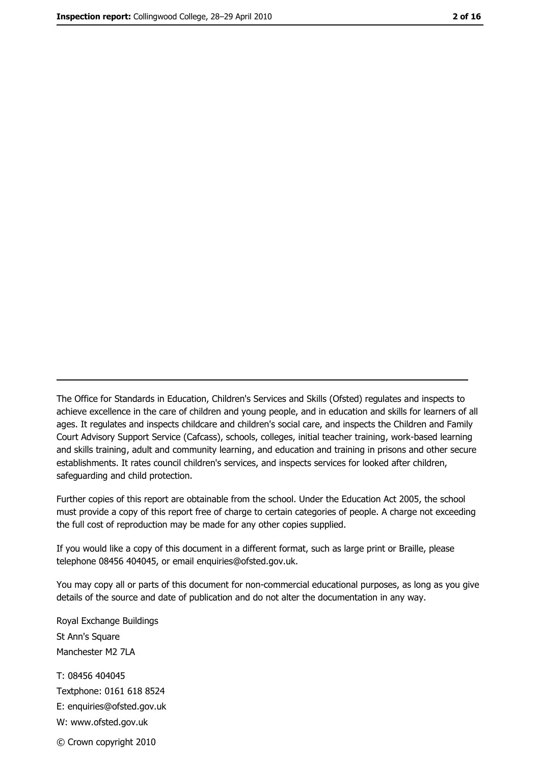---

The Office for Standards in Education, Children's Services and Skills (Ofsted) regulates and inspects to achieve excellence in the care of children and young people, and in education and skills for learners of all ages. It regulates and inspects childcare and children's social care, and inspects the Children and Family Court Advisory Support Service (Cafcass), schools, colleges, initial teacher training, work-based learning and skills training, adult and community learning, and education and training in prisons and other secure establishments. It rates council children's services, and inspects services for looked after children, safeguarding and child protection.

Further copies of this report are obtainable from the school. Under the Education Act 2005, the school must provide a copy of this report free of charge to certain categories of people. A charge not exceeding the full cost of reproduction may be made for any other copies supplied.

If you would like a copy of this document in a different format, such as large print or Braille, please telephone 08456 404045, or email enquiries@ofsted.gov.uk.

You may copy all or parts of this document for non-commercial educational purposes, as long as you give details of the source and date of publication and do not alter the documentation in any way.

Royal Exchange Buildings
St Ann's Square
Manchester M2 7LA

T: 08456 404045
Textphone: 0161 618 8524
E: enquiries@ofsted.gov.uk
W: www.ofsted.gov.uk

© Crown copyright 2010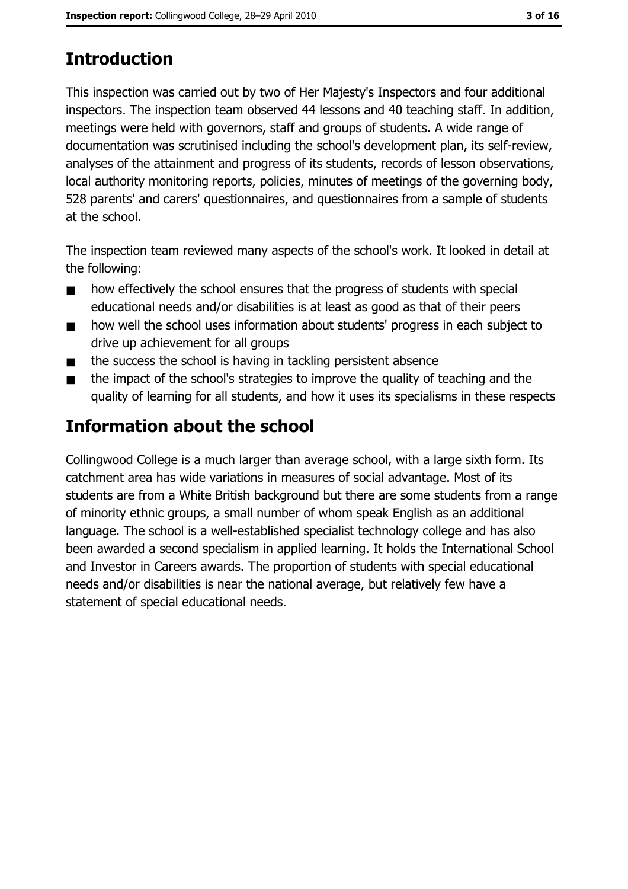## Introduction

This inspection was carried out by two of Her Majesty's Inspectors and four additional inspectors. The inspection team observed 44 lessons and 40 teaching staff. In addition, meetings were held with governors, staff and groups of students. A wide range of documentation was scrutinised including the school's development plan, its self-review, analyses of the attainment and progress of its students, records of lesson observations, local authority monitoring reports, policies, minutes of meetings of the governing body, 528 parents' and carers' questionnaires, and questionnaires from a sample of students at the school.

The inspection team reviewed many aspects of the school's work. It looked in detail at the following:

- how effectively the school ensures that the progress of students with special educational needs and/or disabilities is at least as good as that of their peers
- how well the school uses information about students' progress in each subject to drive up achievement for all groups
- the success the school is having in tackling persistent absence
- the impact of the school's strategies to improve the quality of teaching and the quality of learning for all students, and how it uses its specialisms in these respects

## Information about the school

Collingwood College is a much larger than average school, with a large sixth form. Its catchment area has wide variations in measures of social advantage. Most of its students are from a White British background but there are some students from a range of minority ethnic groups, a small number of whom speak English as an additional language. The school is a well-established specialist technology college and has also been awarded a second specialism in applied learning. It holds the International School and Investor in Careers awards. The proportion of students with special educational needs and/or disabilities is near the national average, but relatively few have a statement of special educational needs.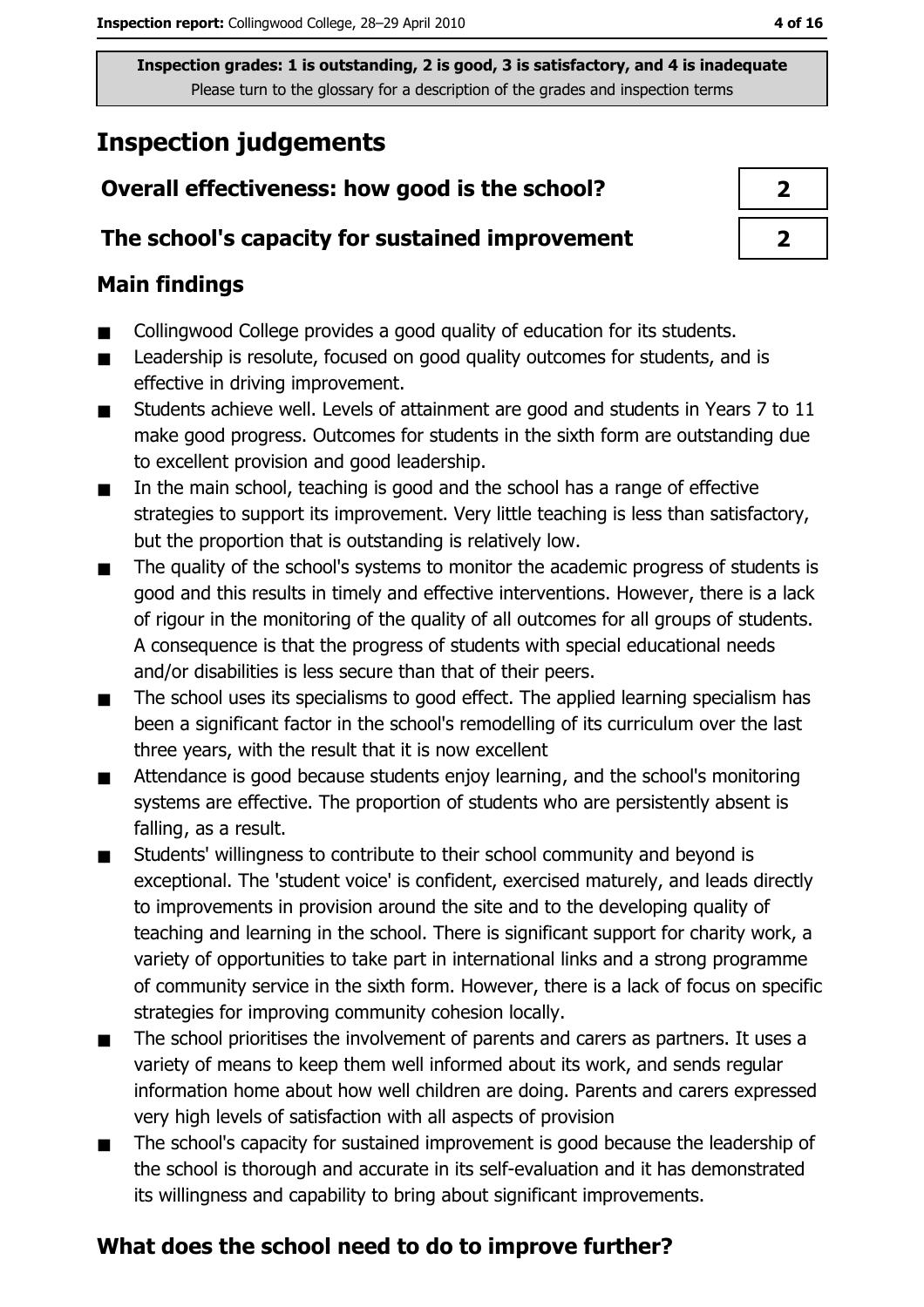**Inspection grades: 1 is outstanding, 2 is good, 3 is satisfactory, and 4 is inadequate**
Please turn to the glossary for a description of the grades and inspection terms

# Inspection judgements

| | |
|---|---|
| **Overall effectiveness: how good is the school?** | **2** |
| **The school's capacity for sustained improvement** | **2** |

## Main findings

- Collingwood College provides a good quality of education for its students.
- Leadership is resolute, focused on good quality outcomes for students, and is effective in driving improvement.
- Students achieve well. Levels of attainment are good and students in Years 7 to 11 make good progress. Outcomes for students in the sixth form are outstanding due to excellent provision and good leadership.
- In the main school, teaching is good and the school has a range of effective strategies to support its improvement. Very little teaching is less than satisfactory, but the proportion that is outstanding is relatively low.
- The quality of the school's systems to monitor the academic progress of students is good and this results in timely and effective interventions. However, there is a lack of rigour in the monitoring of the quality of all outcomes for all groups of students. A consequence is that the progress of students with special educational needs and/or disabilities is less secure than that of their peers.
- The school uses its specialisms to good effect. The applied learning specialism has been a significant factor in the school's remodelling of its curriculum over the last three years, with the result that it is now excellent
- Attendance is good because students enjoy learning, and the school's monitoring systems are effective. The proportion of students who are persistently absent is falling, as a result.
- Students' willingness to contribute to their school community and beyond is exceptional. The 'student voice' is confident, exercised maturely, and leads directly to improvements in provision around the site and to the developing quality of teaching and learning in the school. There is significant support for charity work, a variety of opportunities to take part in international links and a strong programme of community service in the sixth form. However, there is a lack of focus on specific strategies for improving community cohesion locally.
- The school prioritises the involvement of parents and carers as partners. It uses a variety of means to keep them well informed about its work, and sends regular information home about how well children are doing. Parents and carers expressed very high levels of satisfaction with all aspects of provision
- The school's capacity for sustained improvement is good because the leadership of the school is thorough and accurate in its self-evaluation and it has demonstrated its willingness and capability to bring about significant improvements.

## What does the school need to do to improve further?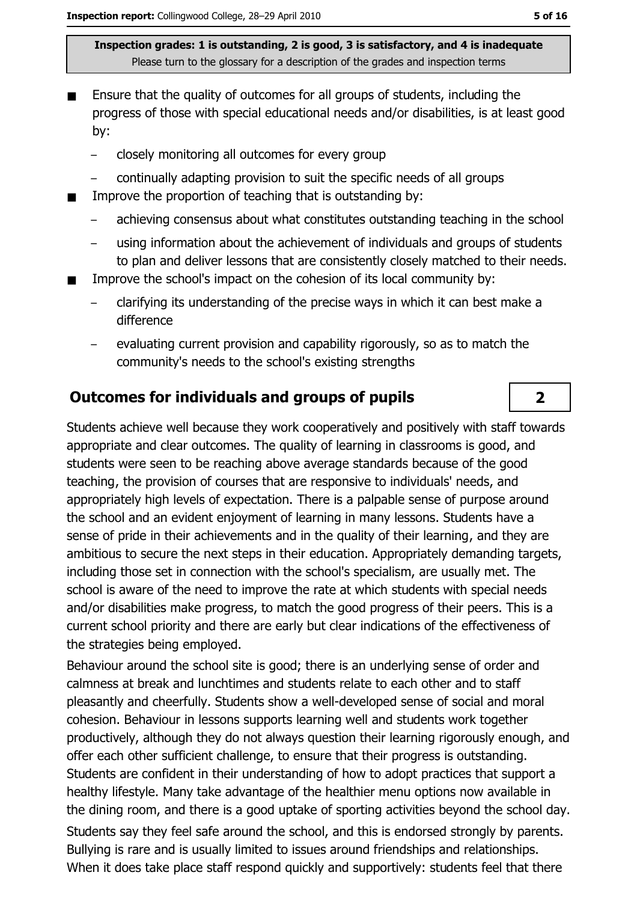Inspection grades: 1 is outstanding, 2 is good, 3 is satisfactory, and 4 is inadequate
Please turn to the glossary for a description of the grades and inspection terms

- Ensure that the quality of outcomes for all groups of students, including the progress of those with special educational needs and/or disabilities, is at least good by:
  - closely monitoring all outcomes for every group
  - continually adapting provision to suit the specific needs of all groups
- Improve the proportion of teaching that is outstanding by:
  - achieving consensus about what constitutes outstanding teaching in the school
  - using information about the achievement of individuals and groups of students to plan and deliver lessons that are consistently closely matched to their needs.
- Improve the school's impact on the cohesion of its local community by:
  - clarifying its understanding of the precise ways in which it can best make a difference
  - evaluating current provision and capability rigorously, so as to match the community's needs to the school's existing strengths

## Outcomes for individuals and groups of pupils — 2

Students achieve well because they work cooperatively and positively with staff towards appropriate and clear outcomes. The quality of learning in classrooms is good, and students were seen to be reaching above average standards because of the good teaching, the provision of courses that are responsive to individuals' needs, and appropriately high levels of expectation. There is a palpable sense of purpose around the school and an evident enjoyment of learning in many lessons. Students have a sense of pride in their achievements and in the quality of their learning, and they are ambitious to secure the next steps in their education. Appropriately demanding targets, including those set in connection with the school's specialism, are usually met. The school is aware of the need to improve the rate at which students with special needs and/or disabilities make progress, to match the good progress of their peers. This is a current school priority and there are early but clear indications of the effectiveness of the strategies being employed.

Behaviour around the school site is good; there is an underlying sense of order and calmness at break and lunchtimes and students relate to each other and to staff pleasantly and cheerfully. Students show a well-developed sense of social and moral cohesion. Behaviour in lessons supports learning well and students work together productively, although they do not always question their learning rigorously enough, and offer each other sufficient challenge, to ensure that their progress is outstanding. Students are confident in their understanding of how to adopt practices that support a healthy lifestyle. Many take advantage of the healthier menu options now available in the dining room, and there is a good uptake of sporting activities beyond the school day.

Students say they feel safe around the school, and this is endorsed strongly by parents. Bullying is rare and is usually limited to issues around friendships and relationships. When it does take place staff respond quickly and supportively: students feel that there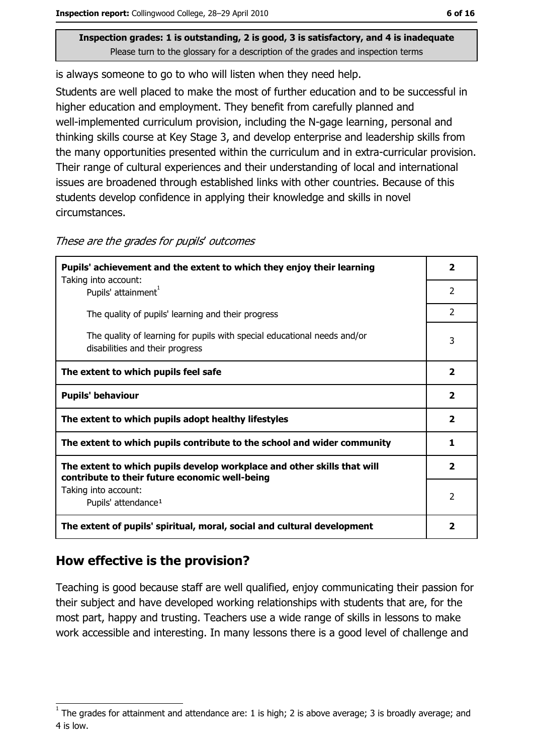Inspection grades: 1 is outstanding, 2 is good, 3 is satisfactory, and 4 is inadequate
Please turn to the glossary for a description of the grades and inspection terms

is always someone to go to who will listen when they need help.

Students are well placed to make the most of further education and to be successful in higher education and employment. They benefit from carefully planned and well-implemented curriculum provision, including the N-gage learning, personal and thinking skills course at Key Stage 3, and develop enterprise and leadership skills from the many opportunities presented within the curriculum and in extra-curricular provision. Their range of cultural experiences and their understanding of local and international issues are broadened through established links with other countries. Because of this students develop confidence in applying their knowledge and skills in novel circumstances.

*These are the grades for pupils' outcomes*

| | |
|---|---|
| **Pupils' achievement and the extent to which they enjoy their learning** | **2** |
| Taking into account: Pupils' attainment[1] | 2 |
| The quality of pupils' learning and their progress | 2 |
| The quality of learning for pupils with special educational needs and/or disabilities and their progress | 3 |
| **The extent to which pupils feel safe** | **2** |
| **Pupils' behaviour** | **2** |
| **The extent to which pupils adopt healthy lifestyles** | **2** |
| **The extent to which pupils contribute to the school and wider community** | **1** |
| **The extent to which pupils develop workplace and other skills that will contribute to their future economic well-being** | **2** |
| Taking into account: Pupils' attendance[1] | 2 |
| **The extent of pupils' spiritual, moral, social and cultural development** | **2** |

## How effective is the provision?

Teaching is good because staff are well qualified, enjoy communicating their passion for their subject and have developed working relationships with students that are, for the most part, happy and trusting. Teachers use a wide range of skills in lessons to make work accessible and interesting. In many lessons there is a good level of challenge and

[1] The grades for attainment and attendance are: 1 is high; 2 is above average; 3 is broadly average; and 4 is low.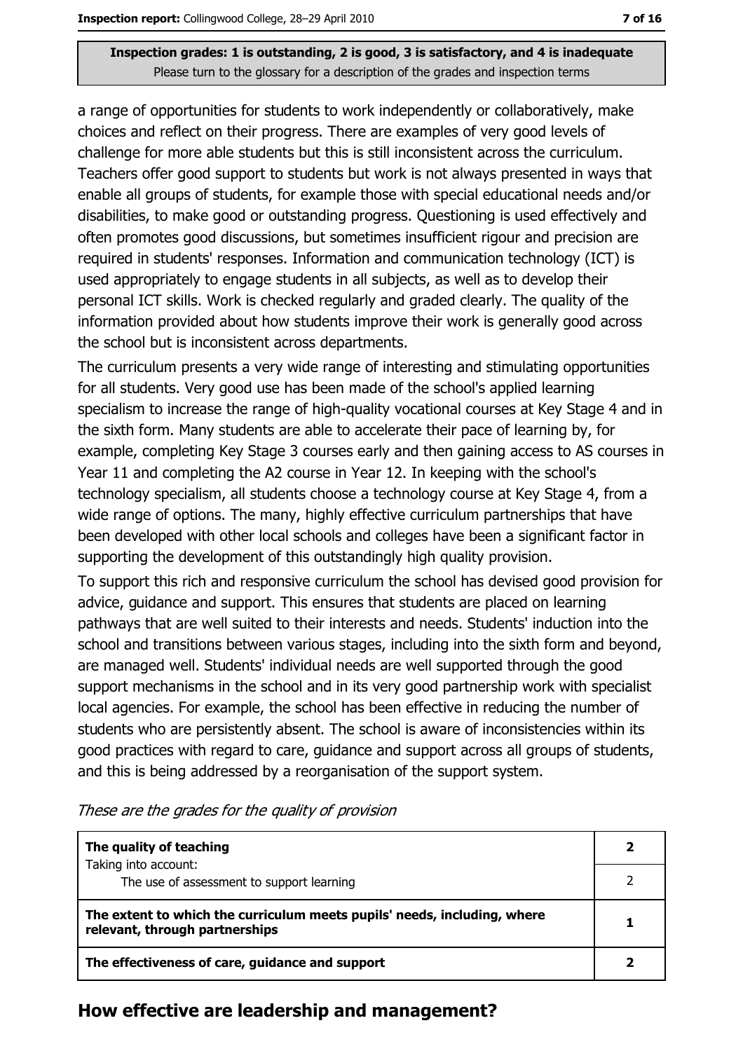a range of opportunities for students to work independently or collaboratively, make choices and reflect on their progress. There are examples of very good levels of challenge for more able students but this is still inconsistent across the curriculum. Teachers offer good support to students but work is not always presented in ways that enable all groups of students, for example those with special educational needs and/or disabilities, to make good or outstanding progress. Questioning is used effectively and often promotes good discussions, but sometimes insufficient rigour and precision are required in students' responses. Information and communication technology (ICT) is used appropriately to engage students in all subjects, as well as to develop their personal ICT skills. Work is checked regularly and graded clearly. The quality of the information provided about how students improve their work is generally good across the school but is inconsistent across departments.

The curriculum presents a very wide range of interesting and stimulating opportunities for all students. Very good use has been made of the school's applied learning specialism to increase the range of high-quality vocational courses at Key Stage 4 and in the sixth form. Many students are able to accelerate their pace of learning by, for example, completing Key Stage 3 courses early and then gaining access to AS courses in Year 11 and completing the A2 course in Year 12. In keeping with the school's technology specialism, all students choose a technology course at Key Stage 4, from a wide range of options. The many, highly effective curriculum partnerships that have been developed with other local schools and colleges have been a significant factor in supporting the development of this outstandingly high quality provision.

To support this rich and responsive curriculum the school has devised good provision for advice, guidance and support. This ensures that students are placed on learning pathways that are well suited to their interests and needs. Students' induction into the school and transitions between various stages, including into the sixth form and beyond, are managed well. Students' individual needs are well supported through the good support mechanisms in the school and in its very good partnership work with specialist local agencies. For example, the school has been effective in reducing the number of students who are persistently absent. The school is aware of inconsistencies within its good practices with regard to care, guidance and support across all groups of students, and this is being addressed by a reorganisation of the support system.

*These are the grades for the quality of provision*

| | |
|---|---|
| **The quality of teaching**<br>Taking into account: | **2** |
| The use of assessment to support learning | 2 |
| **The extent to which the curriculum meets pupils' needs, including, where relevant, through partnerships** | **1** |
| **The effectiveness of care, guidance and support** | **2** |

## How effective are leadership and management?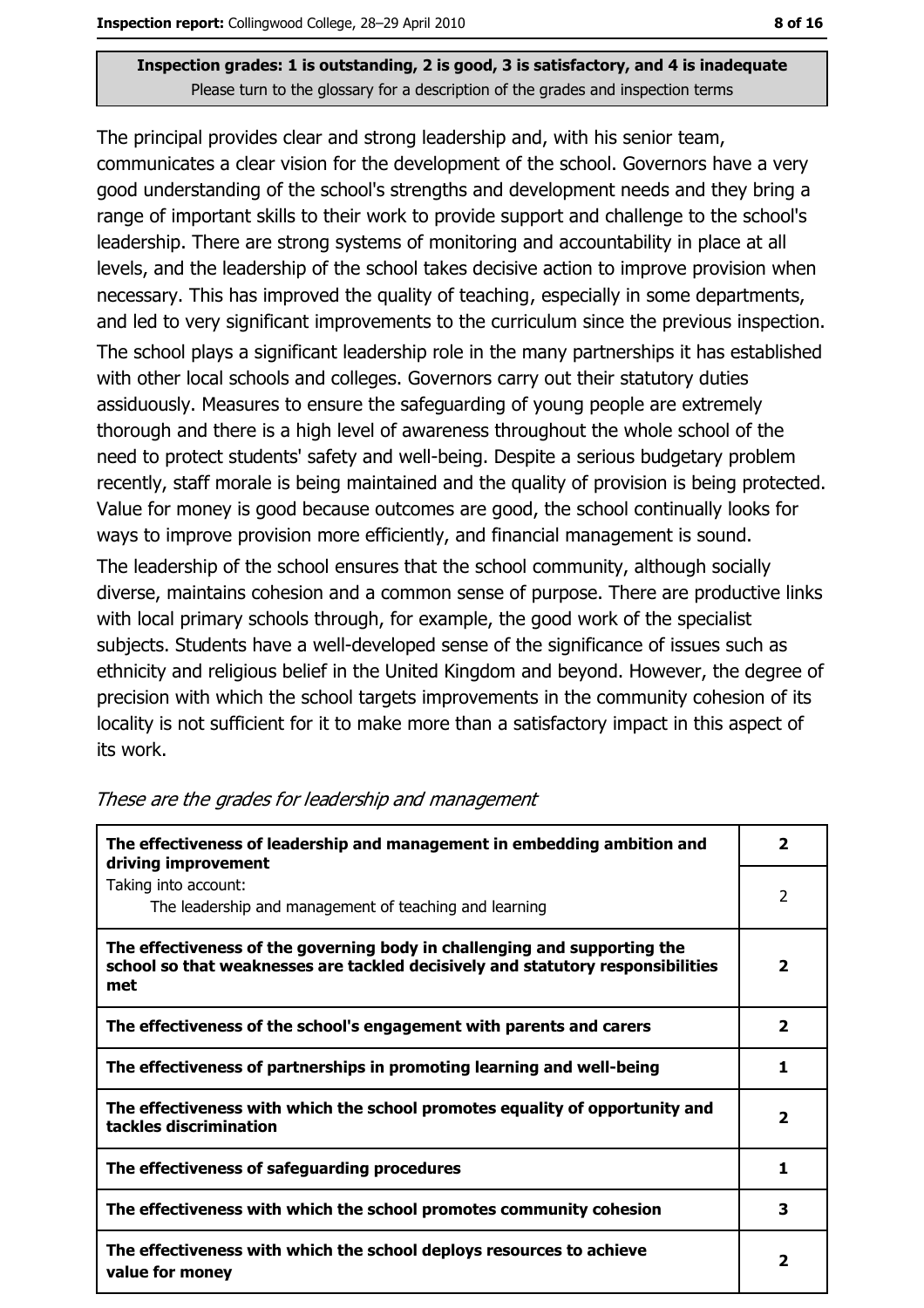**Inspection grades: 1 is outstanding, 2 is good, 3 is satisfactory, and 4 is inadequate**
Please turn to the glossary for a description of the grades and inspection terms

The principal provides clear and strong leadership and, with his senior team, communicates a clear vision for the development of the school. Governors have a very good understanding of the school's strengths and development needs and they bring a range of important skills to their work to provide support and challenge to the school's leadership. There are strong systems of monitoring and accountability in place at all levels, and the leadership of the school takes decisive action to improve provision when necessary. This has improved the quality of teaching, especially in some departments, and led to very significant improvements to the curriculum since the previous inspection. The school plays a significant leadership role in the many partnerships it has established with other local schools and colleges. Governors carry out their statutory duties assiduously. Measures to ensure the safeguarding of young people are extremely thorough and there is a high level of awareness throughout the whole school of the need to protect students' safety and well-being. Despite a serious budgetary problem recently, staff morale is being maintained and the quality of provision is being protected. Value for money is good because outcomes are good, the school continually looks for ways to improve provision more efficiently, and financial management is sound.

The leadership of the school ensures that the school community, although socially diverse, maintains cohesion and a common sense of purpose. There are productive links with local primary schools through, for example, the good work of the specialist subjects. Students have a well-developed sense of the significance of issues such as ethnicity and religious belief in the United Kingdom and beyond. However, the degree of precision with which the school targets improvements in the community cohesion of its locality is not sufficient for it to make more than a satisfactory impact in this aspect of its work.

*These are the grades for leadership and management*

| | |
|---|---|
| **The effectiveness of leadership and management in embedding ambition and driving improvement** | **2** |
| Taking into account: The leadership and management of teaching and learning | 2 |
| **The effectiveness of the governing body in challenging and supporting the school so that weaknesses are tackled decisively and statutory responsibilities met** | **2** |
| **The effectiveness of the school's engagement with parents and carers** | **2** |
| **The effectiveness of partnerships in promoting learning and well-being** | **1** |
| **The effectiveness with which the school promotes equality of opportunity and tackles discrimination** | **2** |
| **The effectiveness of safeguarding procedures** | **1** |
| **The effectiveness with which the school promotes community cohesion** | **3** |
| **The effectiveness with which the school deploys resources to achieve value for money** | **2** |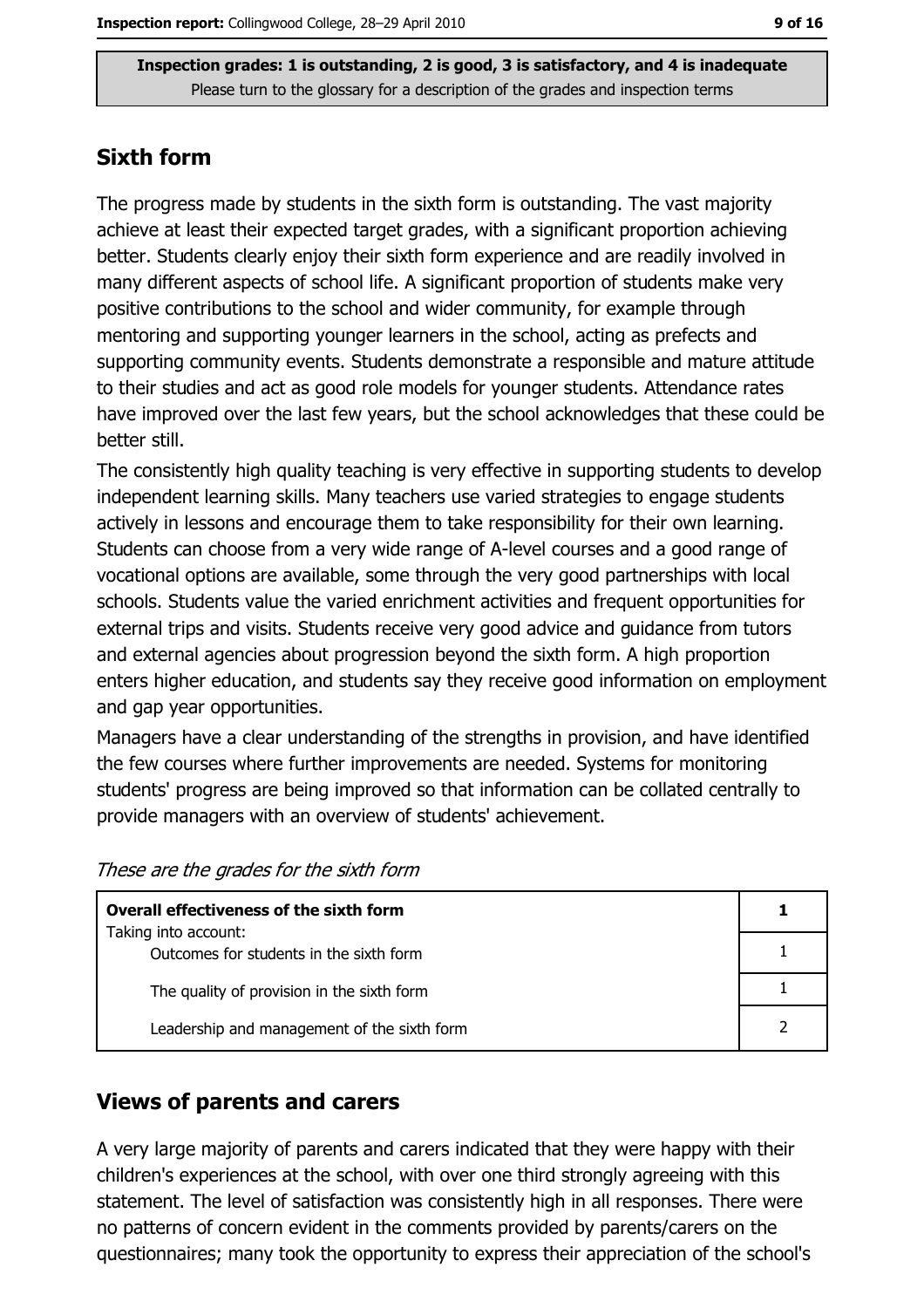Inspection grades: 1 is outstanding, 2 is good, 3 is satisfactory, and 4 is inadequate
Please turn to the glossary for a description of the grades and inspection terms

## Sixth form

The progress made by students in the sixth form is outstanding. The vast majority achieve at least their expected target grades, with a significant proportion achieving better. Students clearly enjoy their sixth form experience and are readily involved in many different aspects of school life. A significant proportion of students make very positive contributions to the school and wider community, for example through mentoring and supporting younger learners in the school, acting as prefects and supporting community events. Students demonstrate a responsible and mature attitude to their studies and act as good role models for younger students. Attendance rates have improved over the last few years, but the school acknowledges that these could be better still.

The consistently high quality teaching is very effective in supporting students to develop independent learning skills. Many teachers use varied strategies to engage students actively in lessons and encourage them to take responsibility for their own learning. Students can choose from a very wide range of A-level courses and a good range of vocational options are available, some through the very good partnerships with local schools. Students value the varied enrichment activities and frequent opportunities for external trips and visits. Students receive very good advice and guidance from tutors and external agencies about progression beyond the sixth form. A high proportion enters higher education, and students say they receive good information on employment and gap year opportunities.

Managers have a clear understanding of the strengths in provision, and have identified the few courses where further improvements are needed. Systems for monitoring students' progress are being improved so that information can be collated centrally to provide managers with an overview of students' achievement.

*These are the grades for the sixth form*

| **Overall effectiveness of the sixth form** | **1** |
|---|---|
| Taking into account: Outcomes for students in the sixth form | 1 |
| The quality of provision in the sixth form | 1 |
| Leadership and management of the sixth form | 2 |

## Views of parents and carers

A very large majority of parents and carers indicated that they were happy with their children's experiences at the school, with over one third strongly agreeing with this statement. The level of satisfaction was consistently high in all responses. There were no patterns of concern evident in the comments provided by parents/carers on the questionnaires; many took the opportunity to express their appreciation of the school's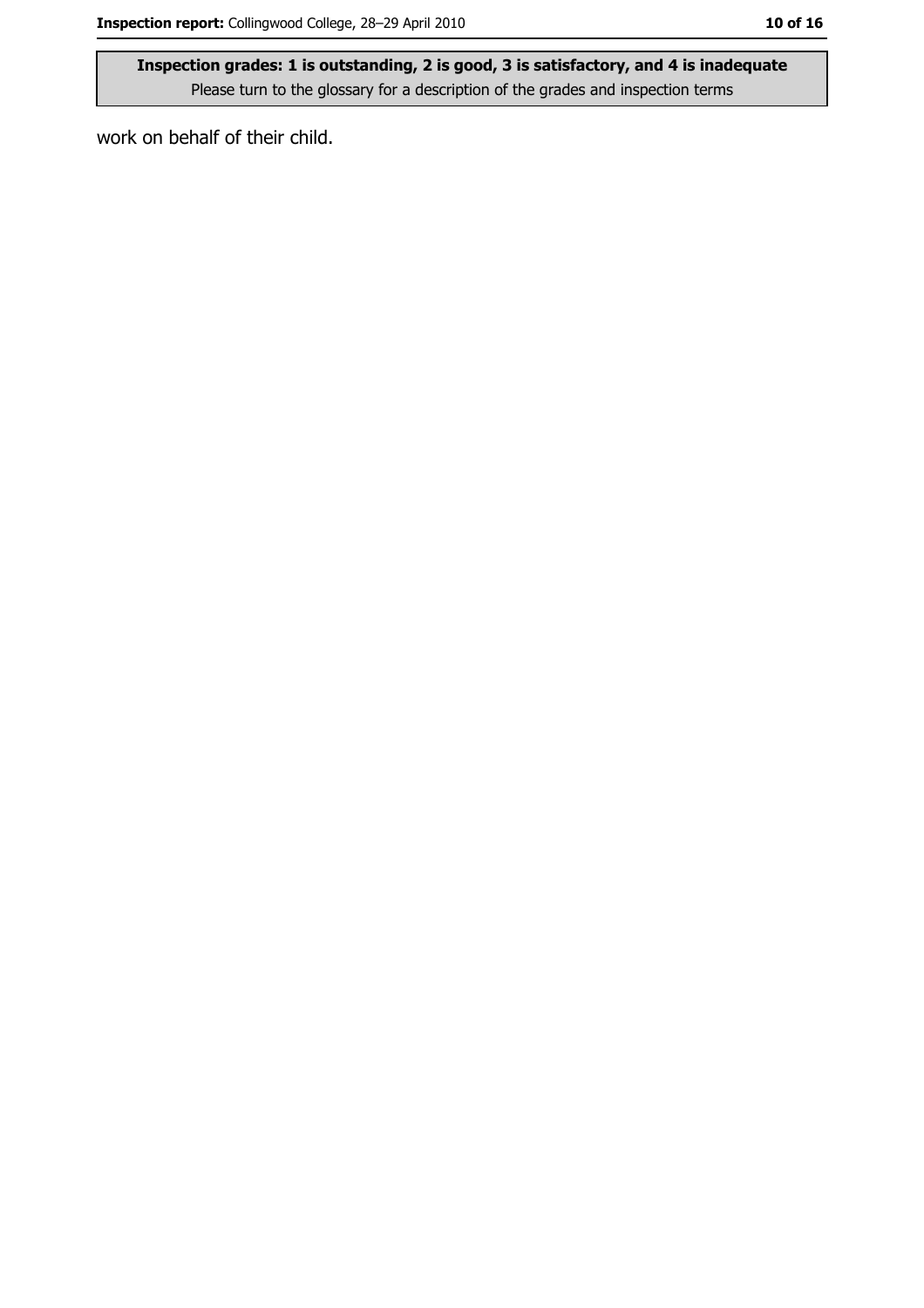work on behalf of their child.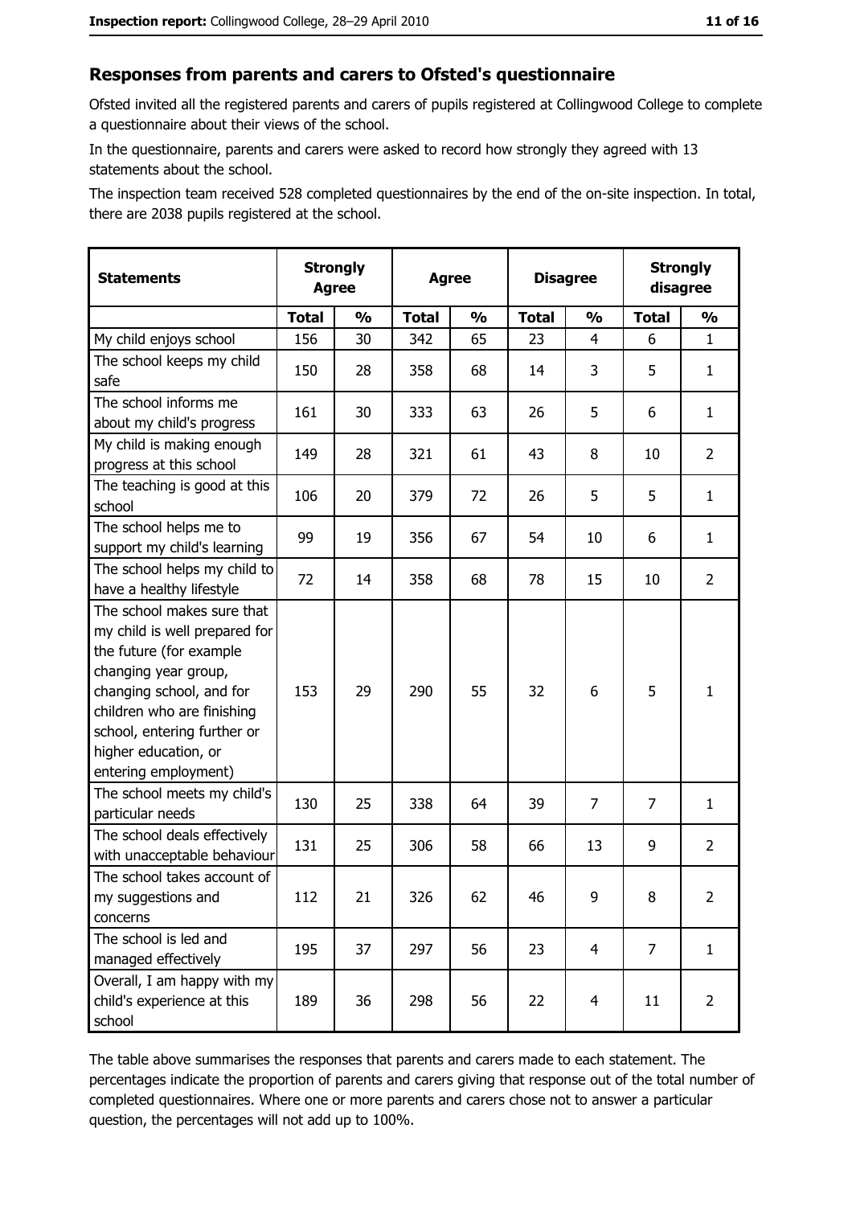## Responses from parents and carers to Ofsted's questionnaire

Ofsted invited all the registered parents and carers of pupils registered at Collingwood College to complete a questionnaire about their views of the school.

In the questionnaire, parents and carers were asked to record how strongly they agreed with 13 statements about the school.

The inspection team received 528 completed questionnaires by the end of the on-site inspection. In total, there are 2038 pupils registered at the school.

| Statements | Strongly Agree | | Agree | | Disagree | | Strongly disagree | |
|---|---|---|---|---|---|---|---|---|
| | Total | % | Total | % | Total | % | Total | % |
| My child enjoys school | 156 | 30 | 342 | 65 | 23 | 4 | 6 | 1 |
| The school keeps my child safe | 150 | 28 | 358 | 68 | 14 | 3 | 5 | 1 |
| The school informs me about my child's progress | 161 | 30 | 333 | 63 | 26 | 5 | 6 | 1 |
| My child is making enough progress at this school | 149 | 28 | 321 | 61 | 43 | 8 | 10 | 2 |
| The teaching is good at this school | 106 | 20 | 379 | 72 | 26 | 5 | 5 | 1 |
| The school helps me to support my child's learning | 99 | 19 | 356 | 67 | 54 | 10 | 6 | 1 |
| The school helps my child to have a healthy lifestyle | 72 | 14 | 358 | 68 | 78 | 15 | 10 | 2 |
| The school makes sure that my child is well prepared for the future (for example changing year group, changing school, and for children who are finishing school, entering further or higher education, or entering employment) | 153 | 29 | 290 | 55 | 32 | 6 | 5 | 1 |
| The school meets my child's particular needs | 130 | 25 | 338 | 64 | 39 | 7 | 7 | 1 |
| The school deals effectively with unacceptable behaviour | 131 | 25 | 306 | 58 | 66 | 13 | 9 | 2 |
| The school takes account of my suggestions and concerns | 112 | 21 | 326 | 62 | 46 | 9 | 8 | 2 |
| The school is led and managed effectively | 195 | 37 | 297 | 56 | 23 | 4 | 7 | 1 |
| Overall, I am happy with my child's experience at this school | 189 | 36 | 298 | 56 | 22 | 4 | 11 | 2 |

The table above summarises the responses that parents and carers made to each statement. The percentages indicate the proportion of parents and carers giving that response out of the total number of completed questionnaires. Where one or more parents and carers chose not to answer a particular question, the percentages will not add up to 100%.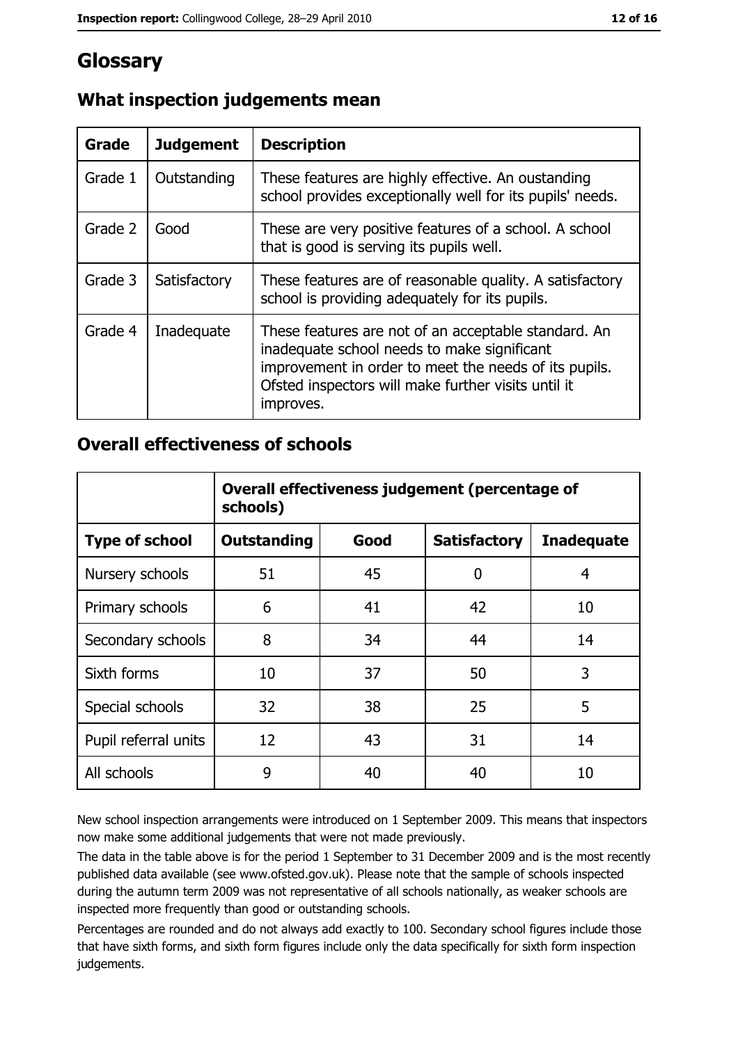# Glossary

## What inspection judgements mean

| Grade | Judgement | Description |
|---|---|---|
| Grade 1 | Outstanding | These features are highly effective. An oustanding school provides exceptionally well for its pupils' needs. |
| Grade 2 | Good | These are very positive features of a school. A school that is good is serving its pupils well. |
| Grade 3 | Satisfactory | These features are of reasonable quality. A satisfactory school is providing adequately for its pupils. |
| Grade 4 | Inadequate | These features are not of an acceptable standard. An inadequate school needs to make significant improvement in order to meet the needs of its pupils. Ofsted inspectors will make further visits until it improves. |

## Overall effectiveness of schools

| | Overall effectiveness judgement (percentage of schools) | | | |
|---|---|---|---|---|
| **Type of school** | **Outstanding** | **Good** | **Satisfactory** | **Inadequate** |
| Nursery schools | 51 | 45 | 0 | 4 |
| Primary schools | 6 | 41 | 42 | 10 |
| Secondary schools | 8 | 34 | 44 | 14 |
| Sixth forms | 10 | 37 | 50 | 3 |
| Special schools | 32 | 38 | 25 | 5 |
| Pupil referral units | 12 | 43 | 31 | 14 |
| All schools | 9 | 40 | 40 | 10 |

New school inspection arrangements were introduced on 1 September 2009. This means that inspectors now make some additional judgements that were not made previously.

The data in the table above is for the period 1 September to 31 December 2009 and is the most recently published data available (see www.ofsted.gov.uk). Please note that the sample of schools inspected during the autumn term 2009 was not representative of all schools nationally, as weaker schools are inspected more frequently than good or outstanding schools.

Percentages are rounded and do not always add exactly to 100. Secondary school figures include those that have sixth forms, and sixth form figures include only the data specifically for sixth form inspection judgements.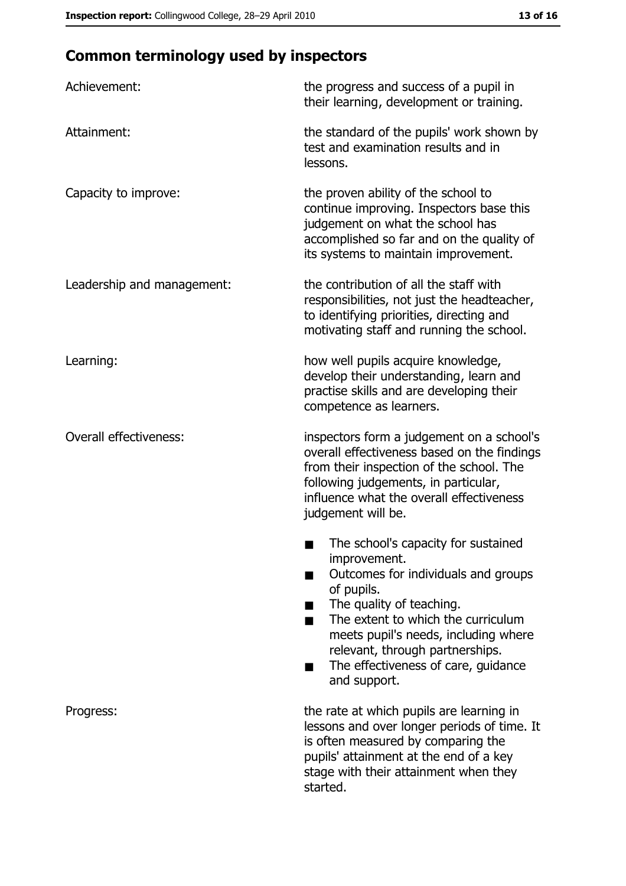## Common terminology used by inspectors

**Achievement:** the progress and success of a pupil in their learning, development or training.

**Attainment:** the standard of the pupils' work shown by test and examination results and in lessons.

**Capacity to improve:** the proven ability of the school to continue improving. Inspectors base this judgement on what the school has accomplished so far and on the quality of its systems to maintain improvement.

**Leadership and management:** the contribution of all the staff with responsibilities, not just the headteacher, to identifying priorities, directing and motivating staff and running the school.

**Learning:** how well pupils acquire knowledge, develop their understanding, learn and practise skills and are developing their competence as learners.

**Overall effectiveness:** inspectors form a judgement on a school's overall effectiveness based on the findings from their inspection of the school. The following judgements, in particular, influence what the overall effectiveness judgement will be.

- The school's capacity for sustained improvement.
- Outcomes for individuals and groups of pupils.
- The quality of teaching.
- The extent to which the curriculum meets pupil's needs, including where relevant, through partnerships.
- The effectiveness of care, guidance and support.

**Progress:** the rate at which pupils are learning in lessons and over longer periods of time. It is often measured by comparing the pupils' attainment at the end of a key stage with their attainment when they started.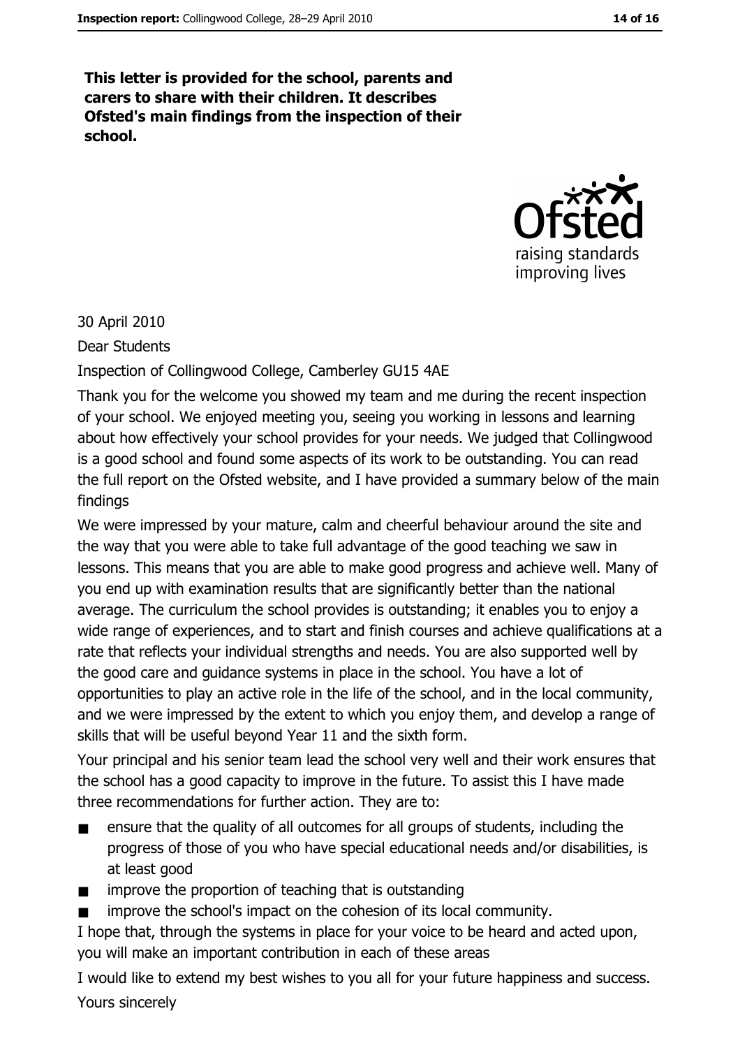**This letter is provided for the school, parents and carers to share with their children. It describes Ofsted's main findings from the inspection of their school.**

Ofsted
raising standards
improving lives

30 April 2010

Dear Students

Inspection of Collingwood College, Camberley GU15 4AE

Thank you for the welcome you showed my team and me during the recent inspection of your school. We enjoyed meeting you, seeing you working in lessons and learning about how effectively your school provides for your needs. We judged that Collingwood is a good school and found some aspects of its work to be outstanding. You can read the full report on the Ofsted website, and I have provided a summary below of the main findings

We were impressed by your mature, calm and cheerful behaviour around the site and the way that you were able to take full advantage of the good teaching we saw in lessons. This means that you are able to make good progress and achieve well. Many of you end up with examination results that are significantly better than the national average. The curriculum the school provides is outstanding; it enables you to enjoy a wide range of experiences, and to start and finish courses and achieve qualifications at a rate that reflects your individual strengths and needs. You are also supported well by the good care and guidance systems in place in the school. You have a lot of opportunities to play an active role in the life of the school, and in the local community, and we were impressed by the extent to which you enjoy them, and develop a range of skills that will be useful beyond Year 11 and the sixth form.

Your principal and his senior team lead the school very well and their work ensures that the school has a good capacity to improve in the future. To assist this I have made three recommendations for further action. They are to:

- ensure that the quality of all outcomes for all groups of students, including the progress of those of you who have special educational needs and/or disabilities, is at least good
- improve the proportion of teaching that is outstanding
- improve the school's impact on the cohesion of its local community.

I hope that, through the systems in place for your voice to be heard and acted upon, you will make an important contribution in each of these areas

I would like to extend my best wishes to you all for your future happiness and success.

Yours sincerely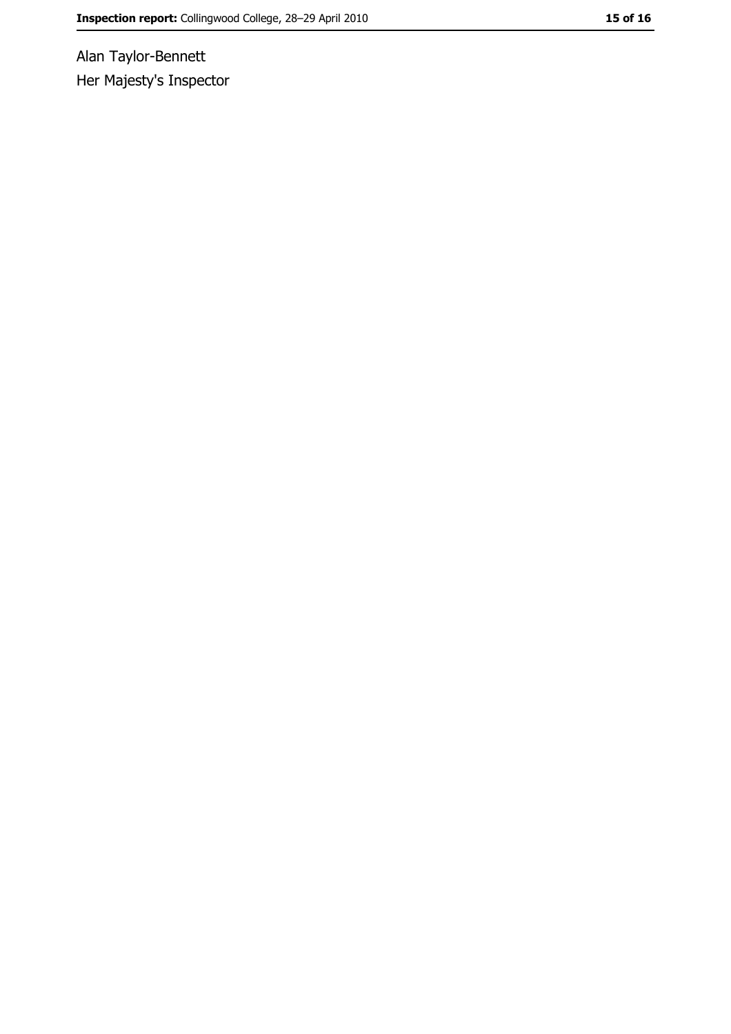Alan Taylor-Bennett

Her Majesty's Inspector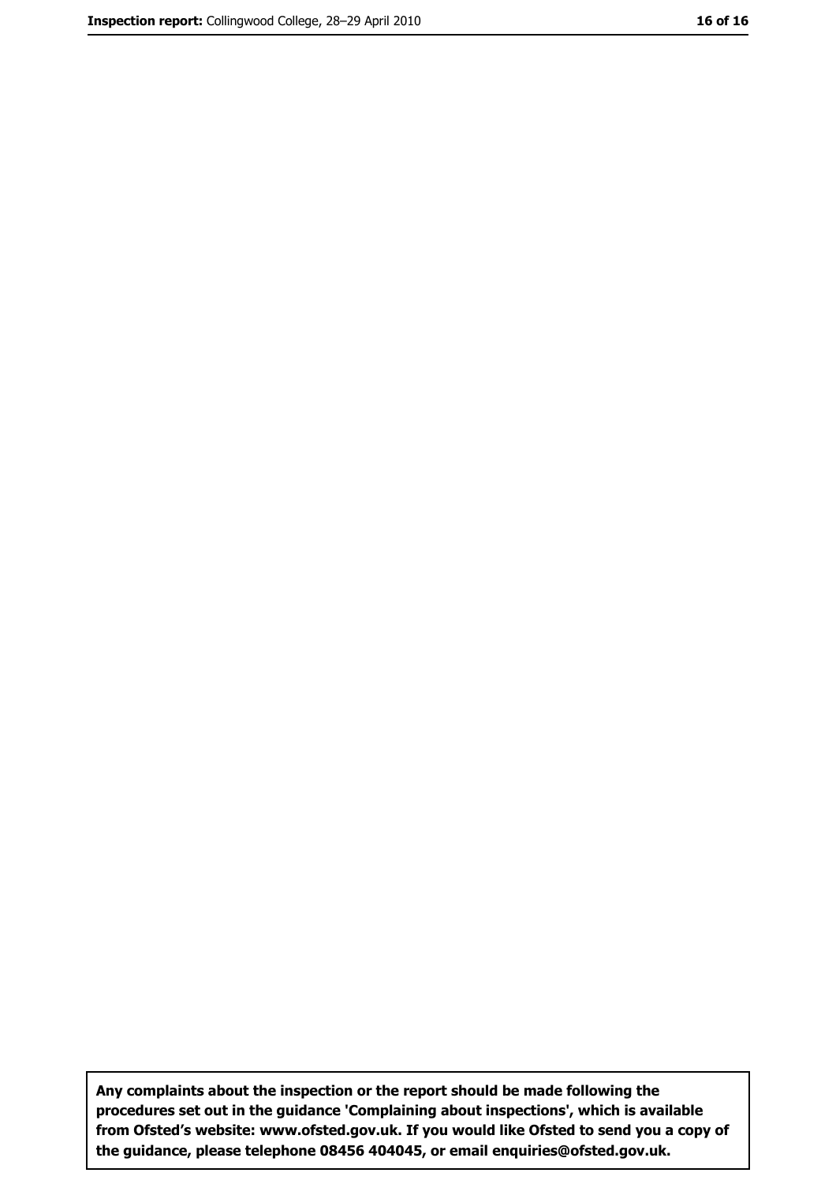**Any complaints about the inspection or the report should be made following the procedures set out in the guidance 'Complaining about inspections', which is available from Ofsted's website: www.ofsted.gov.uk. If you would like Ofsted to send you a copy of the guidance, please telephone 08456 404045, or email enquiries@ofsted.gov.uk.**